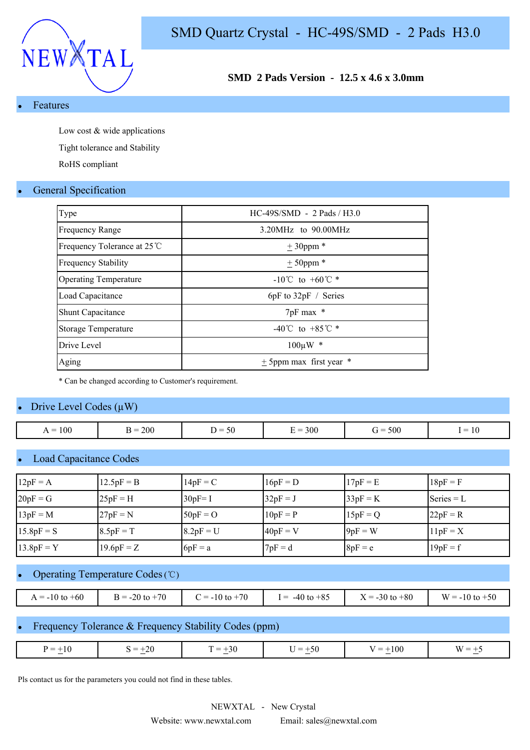NEWXTAL

# SMD Quartz Crystal - HC-49S/SMD - 2 Pads H3.0

**SMD 2 Pads Version - 12.5 x 4.6 x 3.0mm**

## • Features

Low cost & wide applications

Tight tolerance and Stability

RoHS compliant

## • General Specification

| Type | HC-49S/SMD - 2 Pads / H3.0 |
|---|---|
| Frequency Range | 3.20MHz to 90.00MHz |
| Frequency Tolerance at 25℃ | ± 30ppm * |
| Frequency Stability | ± 50ppm * |
| Operating Temperature | -10℃ to +60℃ * |
| Load Capacitance | 6pF to 32pF / Series |
| Shunt Capacitance | 7pF max * |
| Storage Temperature | -40℃ to +85℃ * |
| Drive Level | 100μW * |
| Aging | ± 5ppm max first year * |

* Can be changed according to Customer's requirement.

## • Drive Level Codes (μW)

| A = 100 | B = 200 | D = 50 | E = 300 | G = 500 | I = 10 |
|---|---|---|---|---|---|

## • Load Capacitance Codes

| 12pF = A | 12.5pF = B | 14pF = C | 16pF = D | 17pF = E | 18pF = F |
|---|---|---|---|---|---|
| 20pF = G | 25pF = H | 30pF= I | 32pF = J | 33pF = K | Series = L |
| 13pF = M | 27pF = N | 50pF = O | 10pF = P | 15pF = Q | 22pF = R |
| 15.8pF = S | 8.5pF = T | 8.2pF = U | 40pF = V | 9pF = W | 11pF = X |
| 13.8pF = Y | 19.6pF = Z | 6pF = a | 7pF = d | 8pF = e | 19pF = f |

## • Operating Temperature Codes (℃)

| A = -10 to +60 | B = -20 to +70 | C = -10 to +70 | I = -40 to +85 | X = -30 to +80 | W = -10 to +50 |
|---|---|---|---|---|---|

## • Frequency Tolerance & Frequency Stability Codes (ppm)

| P = ±10 | S = ±20 | T = ±30 | U = ±50 | V = ±100 | W = ±5 |
|---|---|---|---|---|---|

Pls contact us for the parameters you could not find in these tables.

NEWXTAL - New Crystal

Website: www.newxtal.com Email: sales@newxtal.com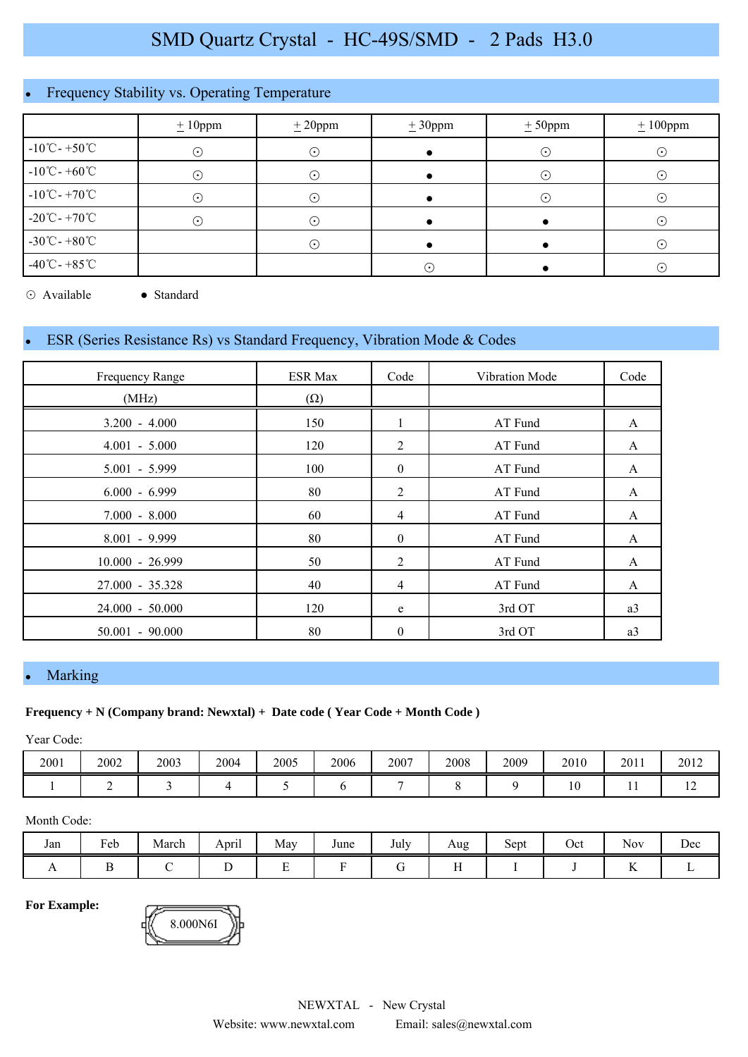# SMD Quartz Crystal - HC-49S/SMD - 2 Pads H3.0

## Frequency Stability vs. Operating Temperature

| | ± 10ppm | ± 20ppm | ± 30ppm | ± 50ppm | ± 100ppm |
|---|---|---|---|---|---|
| -10℃- +50℃ | ☉ | ☉ | ● | ☉ | ☉ |
| -10℃- +60℃ | ☉ | ☉ | ● | ☉ | ☉ |
| -10℃- +70℃ | ☉ | ☉ | ● | ☉ | ☉ |
| -20℃- +70℃ | ☉ | ☉ | ● | ● | ☉ |
| -30℃- +80℃ | | ☉ | ● | ● | ☉ |
| -40℃- +85℃ | | | ☉ | ● | ☉ |

☉ Available ● Standard

## ESR (Series Resistance Rs) vs Standard Frequency, Vibration Mode & Codes

| Frequency Range (MHz) | ESR Max (Ω) | Code | Vibration Mode | Code |
|---|---|---|---|---|
| 3.200 - 4.000 | 150 | 1 | AT Fund | A |
| 4.001 - 5.000 | 120 | 2 | AT Fund | A |
| 5.001 - 5.999 | 100 | 0 | AT Fund | A |
| 6.000 - 6.999 | 80 | 2 | AT Fund | A |
| 7.000 - 8.000 | 60 | 4 | AT Fund | A |
| 8.001 - 9.999 | 80 | 0 | AT Fund | A |
| 10.000 - 26.999 | 50 | 2 | AT Fund | A |
| 27.000 - 35.328 | 40 | 4 | AT Fund | A |
| 24.000 - 50.000 | 120 | e | 3rd OT | a3 |
| 50.001 - 90.000 | 80 | 0 | 3rd OT | a3 |

## Marking

**Frequency + N (Company brand: Newxtal) + Date code ( Year Code + Month Code )**

Year Code:

| 2001 | 2002 | 2003 | 2004 | 2005 | 2006 | 2007 | 2008 | 2009 | 2010 | 2011 | 2012 |
|---|---|---|---|---|---|---|---|---|---|---|---|
| 1 | 2 | 3 | 4 | 5 | 6 | 7 | 8 | 9 | 10 | 11 | 12 |

Month Code:

| Jan | Feb | March | April | May | June | July | Aug | Sept | Oct | Nov | Dec |
|---|---|---|---|---|---|---|---|---|---|---|---|
| A | B | C | D | E | F | G | H | I | J | K | L |

**For Example:** 8.000N6I

NEWXTAL - New Crystal

Website: www.newxtal.com Email: sales@newxtal.com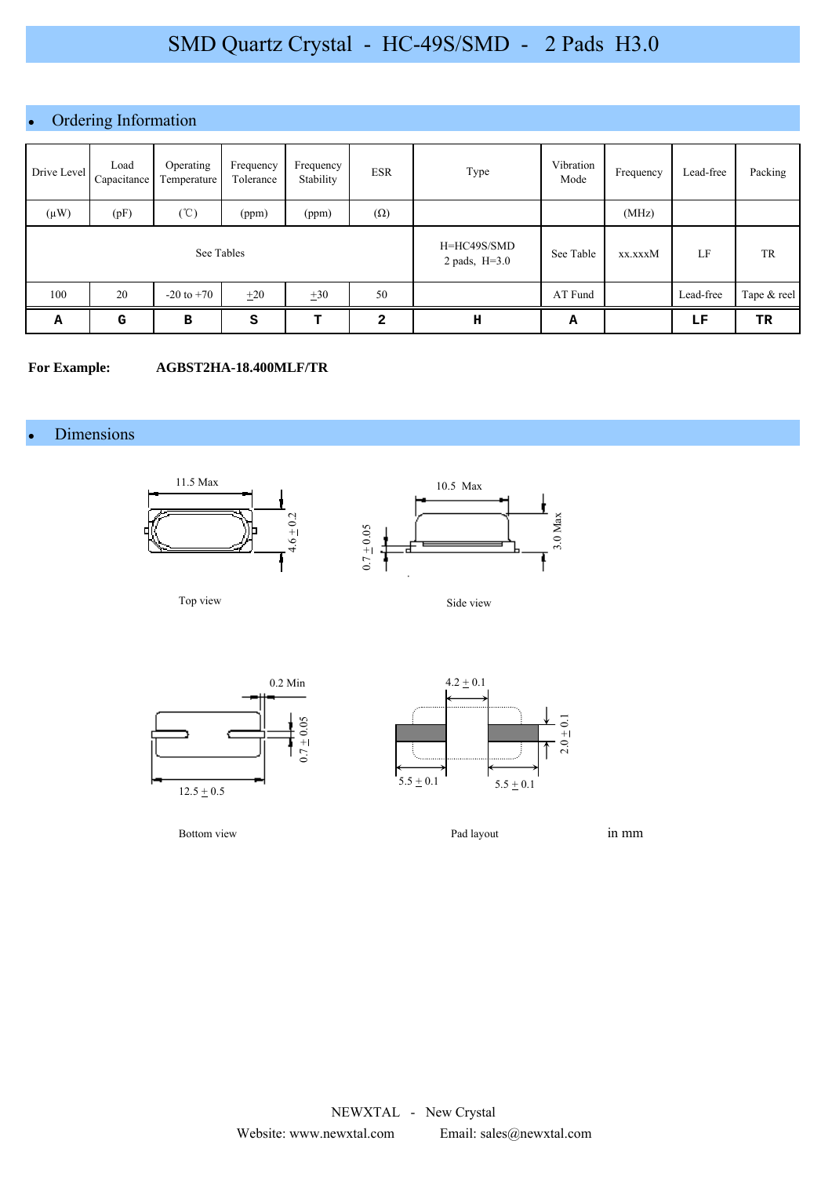# SMD Quartz Crystal - HC-49S/SMD - 2 Pads H3.0

## Ordering Information

| Drive Level | Load Capacitance | Operating Temperature | Frequency Tolerance | Frequency Stability | ESR | Type | Vibration Mode | Frequency | Lead-free | Packing |
|---|---|---|---|---|---|---|---|---|---|---|
| (µW) | (pF) | (℃) | (ppm) | (ppm) | (Ω) | | | (MHz) | | |
| See Tables | | | | | | H=HC49S/SMD 2 pads, H=3.0 | See Table | xx.xxxM | LF | TR |
| 100 | 20 | -20 to +70 | ±20 | ±30 | 50 | | AT Fund | | Lead-free | Tape & reel |
| **A** | **G** | **B** | **S** | **T** | **2** | **H** | **A** | | **LF** | **TR** |

**For Example:** **AGBST2HA-18.400MLF/TR**

## Dimensions

11.5 Max

4.6 ± 0.2

Top view

10.5 Max

0.7 ± 0.05

3.0 Max

Side view

0.2 Min

0.7 ± 0.05

12.5 ± 0.5

Bottom view

4.2 ± 0.1

2.0 ± 0.1

5.5 ± 0.1

5.5 ± 0.1

Pad layout

in mm

NEWXTAL - New Crystal

Website: www.newxtal.com Email: sales@newxtal.com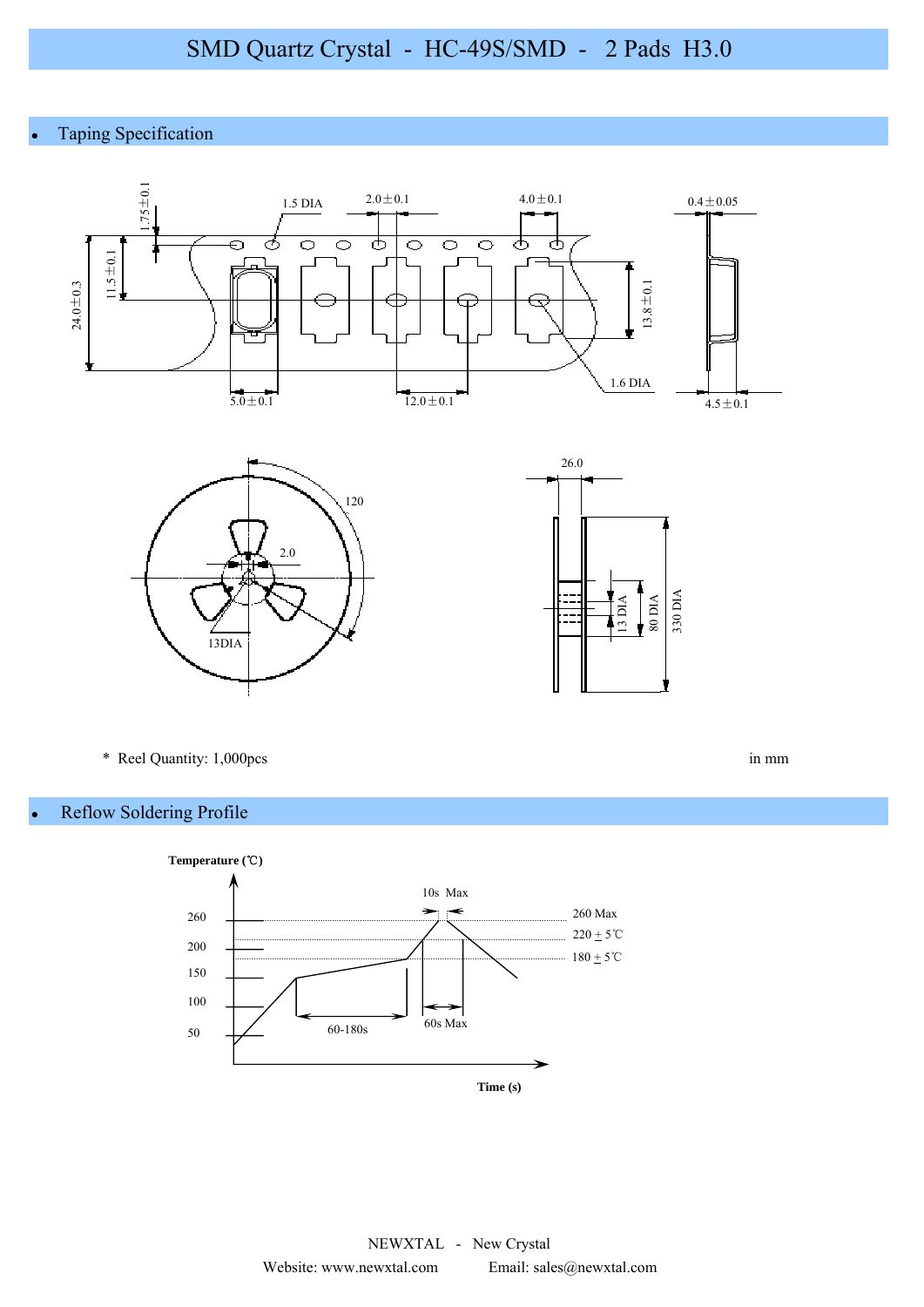# SMD Quartz Crystal - HC-49S/SMD - 2 Pads H3.0

## Taping Specification

1.75±0.1

1.5 DIA

2.0±0.1

4.0±0.1

0.4±0.05

11.5±0.1

24.0±0.3

13.8±0.1

1.6 DIA

5.0±0.1

12.0±0.1

4.5±0.1

120

2.0

13DIA

26.0

13 DIA

80 DIA

330 DIA

\* Reel Quantity: 1,000pcs

in mm

## Reflow Soldering Profile

Temperature (℃)

10s Max

260

200

150

100

50

260 Max

220 ± 5℃

180 ± 5℃

60-180s

60s Max

Time (s)

NEWXTAL - New Crystal

Website: www.newxtal.com Email: sales@newxtal.com